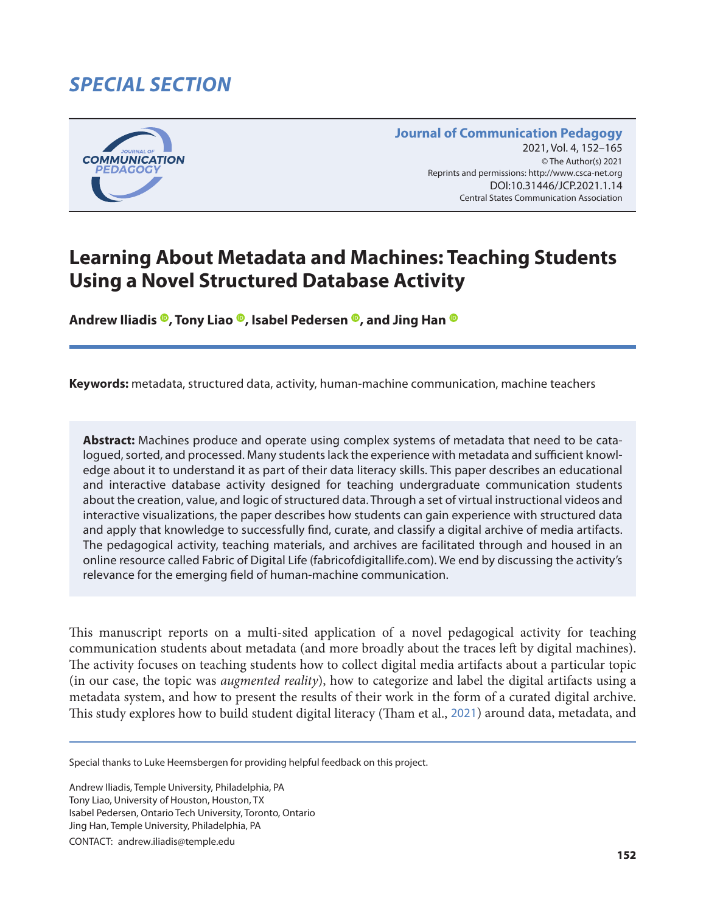SPECIAL SECTION

**Journal of Communication Pedagogy**
2021, Vol. 4, 152–165
© The Author(s) 2021
Reprints and permissions: http://www.csca-net.org
DOI:10.31446/JCP.2021.1.14
Central States Communication Association

# Learning About Metadata and Machines: Teaching Students Using a Novel Structured Database Activity

**Andrew Iliadis, Tony Liao, Isabel Pedersen, and Jing Han**

**Keywords:** metadata, structured data, activity, human-machine communication, machine teachers

**Abstract:** Machines produce and operate using complex systems of metadata that need to be catalogued, sorted, and processed. Many students lack the experience with metadata and sufficient knowledge about it to understand it as part of their data literacy skills. This paper describes an educational and interactive database activity designed for teaching undergraduate communication students about the creation, value, and logic of structured data. Through a set of virtual instructional videos and interactive visualizations, the paper describes how students can gain experience with structured data and apply that knowledge to successfully find, curate, and classify a digital archive of media artifacts. The pedagogical activity, teaching materials, and archives are facilitated through and housed in an online resource called Fabric of Digital Life (fabricofdigitallife.com). We end by discussing the activity's relevance for the emerging field of human-machine communication.

This manuscript reports on a multi-sited application of a novel pedagogical activity for teaching communication students about metadata (and more broadly about the traces left by digital machines). The activity focuses on teaching students how to collect digital media artifacts about a particular topic (in our case, the topic was *augmented reality*), how to categorize and label the digital artifacts using a metadata system, and how to present the results of their work in the form of a curated digital archive. This study explores how to build student digital literacy (Tham et al., 2021) around data, metadata, and

Special thanks to Luke Heemsbergen for providing helpful feedback on this project.

Andrew Iliadis, Temple University, Philadelphia, PA
Tony Liao, University of Houston, Houston, TX
Isabel Pedersen, Ontario Tech University, Toronto, Ontario
Jing Han, Temple University, Philadelphia, PA

CONTACT: andrew.iliadis@temple.edu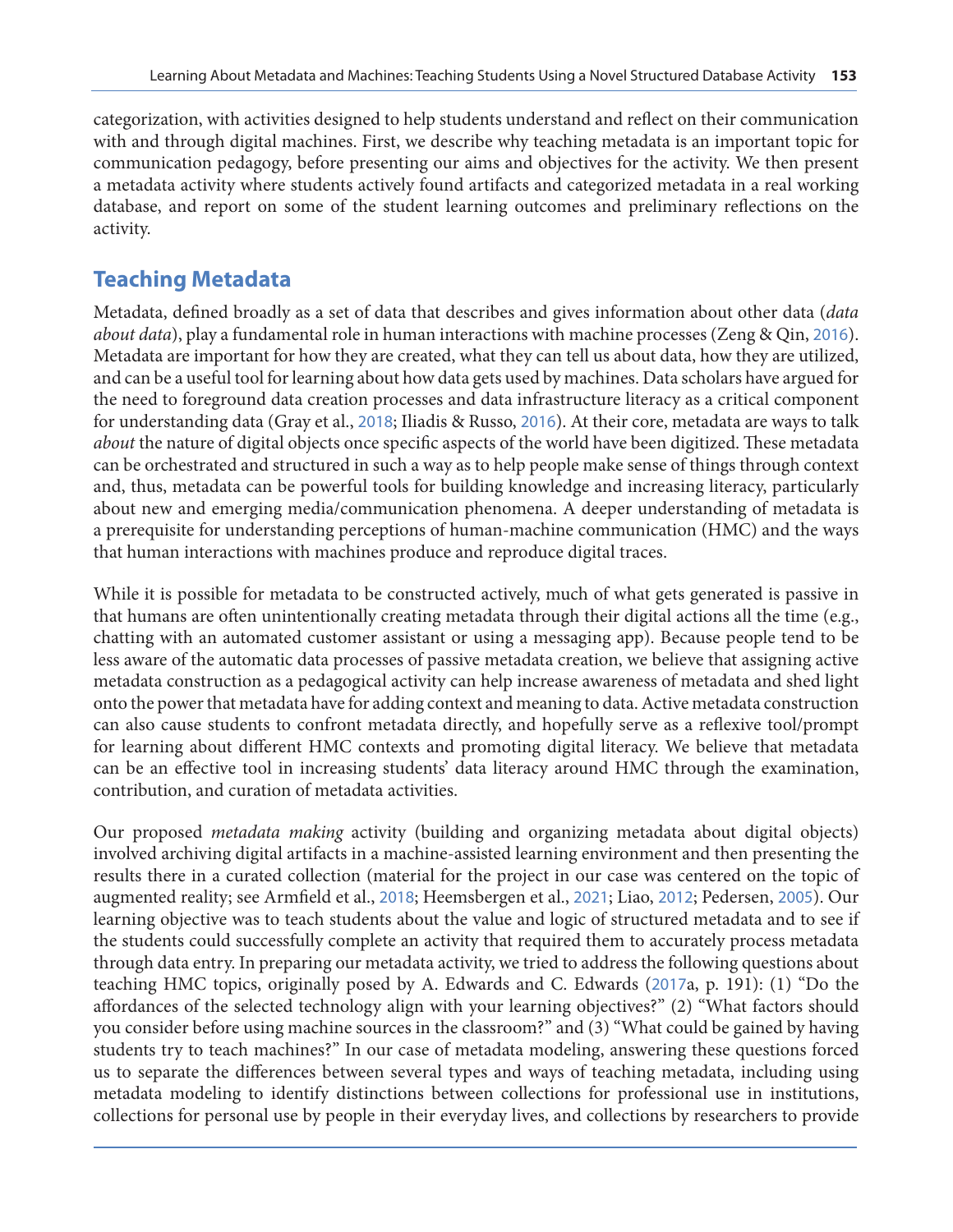categorization, with activities designed to help students understand and reflect on their communication with and through digital machines. First, we describe why teaching metadata is an important topic for communication pedagogy, before presenting our aims and objectives for the activity. We then present a metadata activity where students actively found artifacts and categorized metadata in a real working database, and report on some of the student learning outcomes and preliminary reflections on the activity.

## Teaching Metadata

Metadata, defined broadly as a set of data that describes and gives information about other data (*data about data*), play a fundamental role in human interactions with machine processes (Zeng & Qin, 2016). Metadata are important for how they are created, what they can tell us about data, how they are utilized, and can be a useful tool for learning about how data gets used by machines. Data scholars have argued for the need to foreground data creation processes and data infrastructure literacy as a critical component for understanding data (Gray et al., 2018; Iliadis & Russo, 2016). At their core, metadata are ways to talk *about* the nature of digital objects once specific aspects of the world have been digitized. These metadata can be orchestrated and structured in such a way as to help people make sense of things through context and, thus, metadata can be powerful tools for building knowledge and increasing literacy, particularly about new and emerging media/communication phenomena. A deeper understanding of metadata is a prerequisite for understanding perceptions of human-machine communication (HMC) and the ways that human interactions with machines produce and reproduce digital traces.

While it is possible for metadata to be constructed actively, much of what gets generated is passive in that humans are often unintentionally creating metadata through their digital actions all the time (e.g., chatting with an automated customer assistant or using a messaging app). Because people tend to be less aware of the automatic data processes of passive metadata creation, we believe that assigning active metadata construction as a pedagogical activity can help increase awareness of metadata and shed light onto the power that metadata have for adding context and meaning to data. Active metadata construction can also cause students to confront metadata directly, and hopefully serve as a reflexive tool/prompt for learning about different HMC contexts and promoting digital literacy. We believe that metadata can be an effective tool in increasing students' data literacy around HMC through the examination, contribution, and curation of metadata activities.

Our proposed *metadata making* activity (building and organizing metadata about digital objects) involved archiving digital artifacts in a machine-assisted learning environment and then presenting the results there in a curated collection (material for the project in our case was centered on the topic of augmented reality; see Armfield et al., 2018; Heemsbergen et al., 2021; Liao, 2012; Pedersen, 2005). Our learning objective was to teach students about the value and logic of structured metadata and to see if the students could successfully complete an activity that required them to accurately process metadata through data entry. In preparing our metadata activity, we tried to address the following questions about teaching HMC topics, originally posed by A. Edwards and C. Edwards (2017a, p. 191): (1) "Do the affordances of the selected technology align with your learning objectives?" (2) "What factors should you consider before using machine sources in the classroom?" and (3) "What could be gained by having students try to teach machines?" In our case of metadata modeling, answering these questions forced us to separate the differences between several types and ways of teaching metadata, including using metadata modeling to identify distinctions between collections for professional use in institutions, collections for personal use by people in their everyday lives, and collections by researchers to provide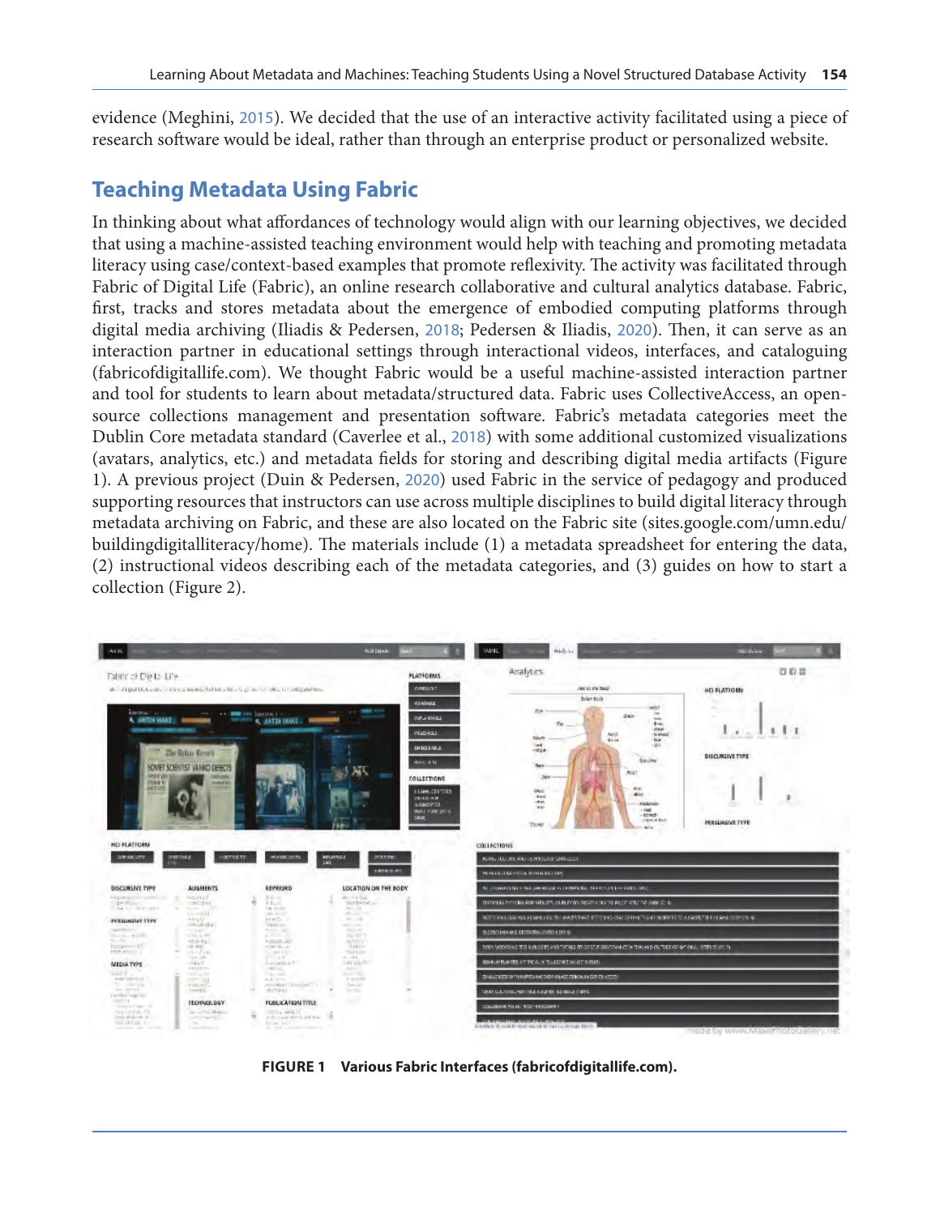evidence (Meghini, 2015). We decided that the use of an interactive activity facilitated using a piece of research software would be ideal, rather than through an enterprise product or personalized website.

## Teaching Metadata Using Fabric

In thinking about what affordances of technology would align with our learning objectives, we decided that using a machine-assisted teaching environment would help with teaching and promoting metadata literacy using case/context-based examples that promote reflexivity. The activity was facilitated through Fabric of Digital Life (Fabric), an online research collaborative and cultural analytics database. Fabric, first, tracks and stores metadata about the emergence of embodied computing platforms through digital media archiving (Iliadis & Pedersen, 2018; Pedersen & Iliadis, 2020). Then, it can serve as an interaction partner in educational settings through interactional videos, interfaces, and cataloguing (fabricofdigitallife.com). We thought Fabric would be a useful machine-assisted interaction partner and tool for students to learn about metadata/structured data. Fabric uses CollectiveAccess, an open-source collections management and presentation software. Fabric's metadata categories meet the Dublin Core metadata standard (Caverlee et al., 2018) with some additional customized visualizations (avatars, analytics, etc.) and metadata fields for storing and describing digital media artifacts (Figure 1). A previous project (Duin & Pedersen, 2020) used Fabric in the service of pedagogy and produced supporting resources that instructors can use across multiple disciplines to build digital literacy through metadata archiving on Fabric, and these are also located on the Fabric site (sites.google.com/umn.edu/buildingdigitalliteracy/home). The materials include (1) a metadata spreadsheet for entering the data, (2) instructional videos describing each of the metadata categories, and (3) guides on how to start a collection (Figure 2).

**FIGURE 1 Various Fabric Interfaces (fabricofdigitallife.com).**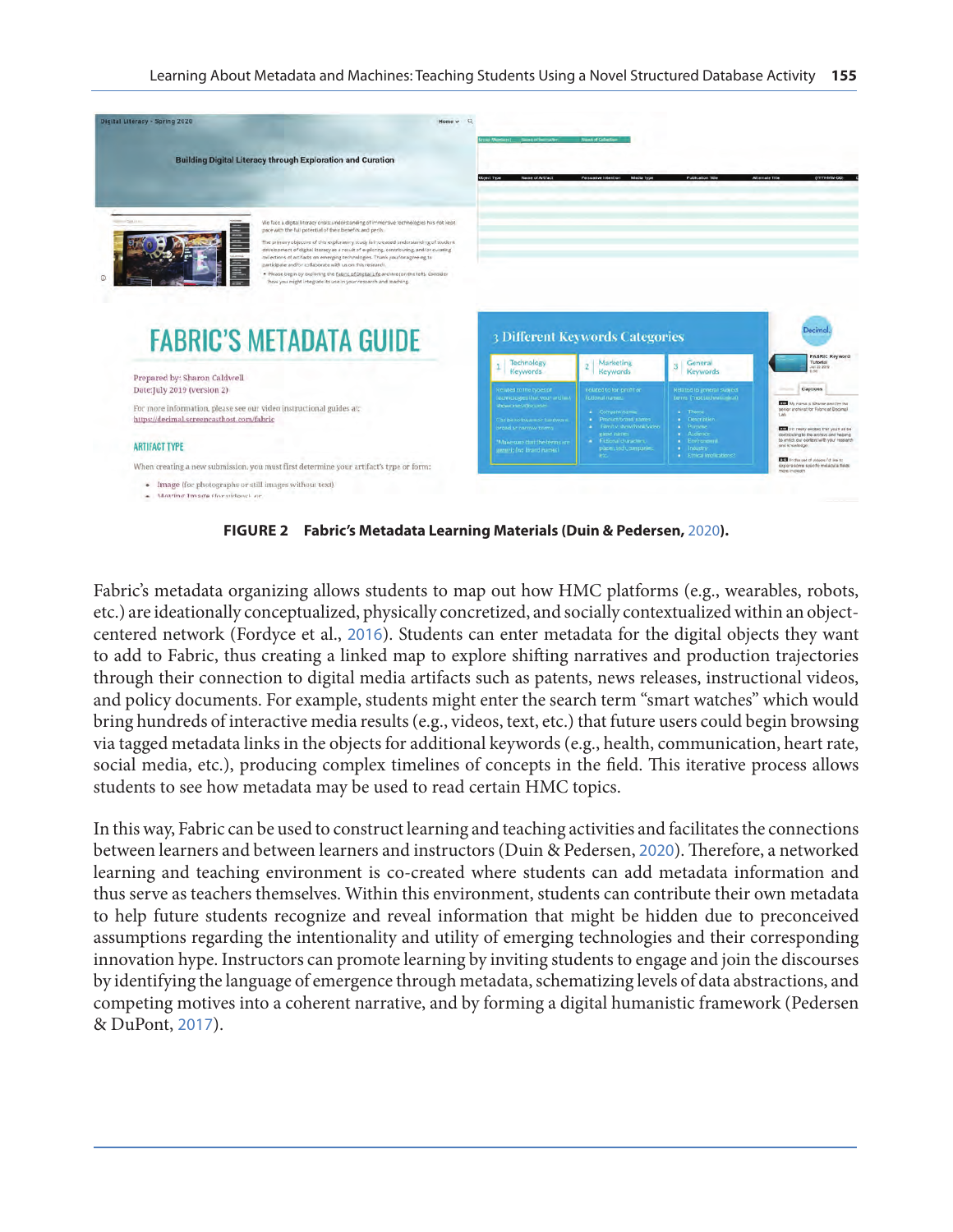**FIGURE 2 Fabric's Metadata Learning Materials (Duin & Pedersen, 2020).**

Fabric's metadata organizing allows students to map out how HMC platforms (e.g., wearables, robots, etc.) are ideationally conceptualized, physically concretized, and socially contextualized within an object-centered network (Fordyce et al., 2016). Students can enter metadata for the digital objects they want to add to Fabric, thus creating a linked map to explore shifting narratives and production trajectories through their connection to digital media artifacts such as patents, news releases, instructional videos, and policy documents. For example, students might enter the search term "smart watches" which would bring hundreds of interactive media results (e.g., videos, text, etc.) that future users could begin browsing via tagged metadata links in the objects for additional keywords (e.g., health, communication, heart rate, social media, etc.), producing complex timelines of concepts in the field. This iterative process allows students to see how metadata may be used to read certain HMC topics.

In this way, Fabric can be used to construct learning and teaching activities and facilitates the connections between learners and between learners and instructors (Duin & Pedersen, 2020). Therefore, a networked learning and teaching environment is co-created where students can add metadata information and thus serve as teachers themselves. Within this environment, students can contribute their own metadata to help future students recognize and reveal information that might be hidden due to preconceived assumptions regarding the intentionality and utility of emerging technologies and their corresponding innovation hype. Instructors can promote learning by inviting students to engage and join the discourses by identifying the language of emergence through metadata, schematizing levels of data abstractions, and competing motives into a coherent narrative, and by forming a digital humanistic framework (Pedersen & DuPont, 2017).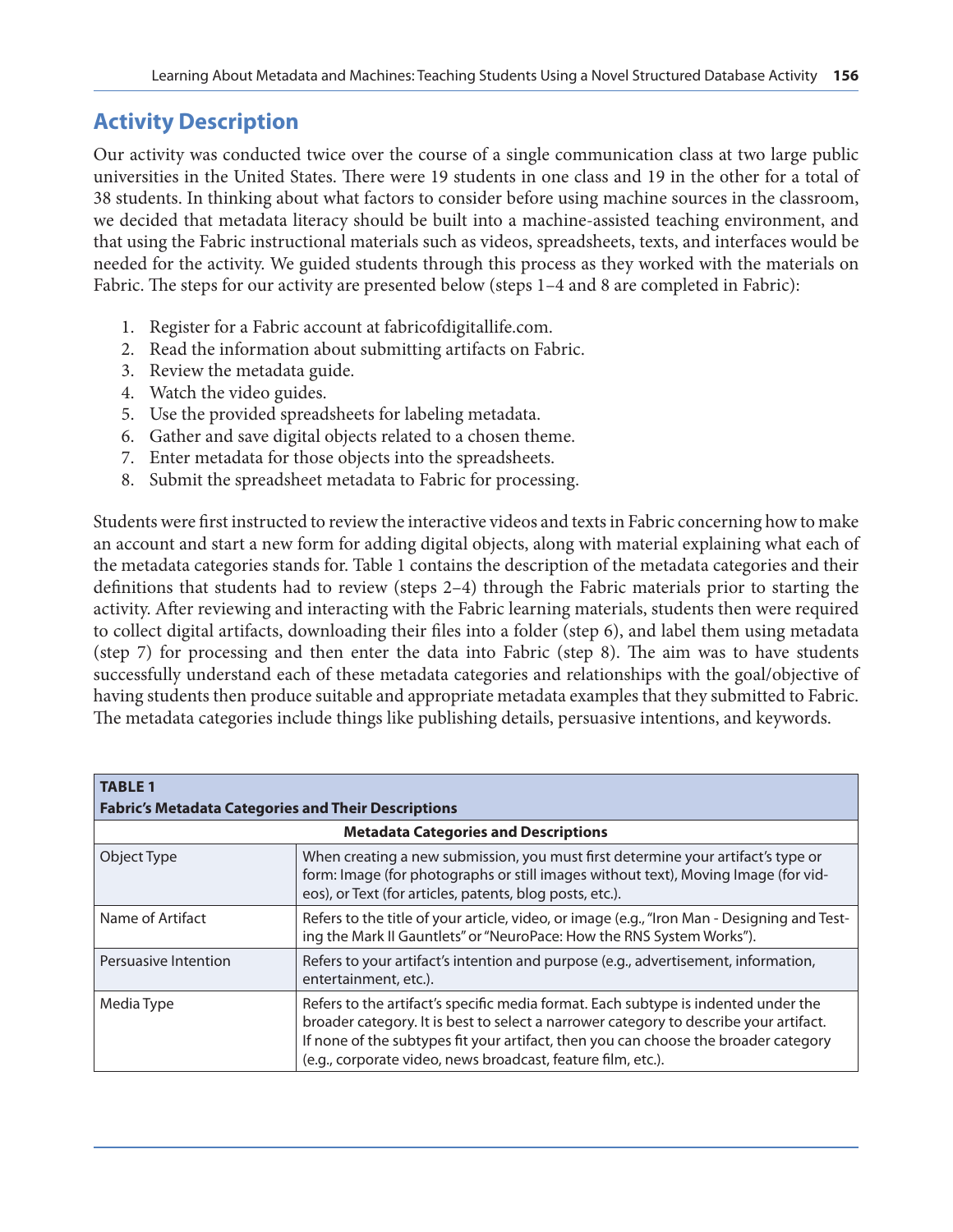## Activity Description

Our activity was conducted twice over the course of a single communication class at two large public universities in the United States. There were 19 students in one class and 19 in the other for a total of 38 students. In thinking about what factors to consider before using machine sources in the classroom, we decided that metadata literacy should be built into a machine-assisted teaching environment, and that using the Fabric instructional materials such as videos, spreadsheets, texts, and interfaces would be needed for the activity. We guided students through this process as they worked with the materials on Fabric. The steps for our activity are presented below (steps 1–4 and 8 are completed in Fabric):

1. Register for a Fabric account at fabricofdigitallife.com.
2. Read the information about submitting artifacts on Fabric.
3. Review the metadata guide.
4. Watch the video guides.
5. Use the provided spreadsheets for labeling metadata.
6. Gather and save digital objects related to a chosen theme.
7. Enter metadata for those objects into the spreadsheets.
8. Submit the spreadsheet metadata to Fabric for processing.

Students were first instructed to review the interactive videos and texts in Fabric concerning how to make an account and start a new form for adding digital objects, along with material explaining what each of the metadata categories stands for. Table 1 contains the description of the metadata categories and their definitions that students had to review (steps 2–4) through the Fabric materials prior to starting the activity. After reviewing and interacting with the Fabric learning materials, students then were required to collect digital artifacts, downloading their files into a folder (step 6), and label them using metadata (step 7) for processing and then enter the data into Fabric (step 8). The aim was to have students successfully understand each of these metadata categories and relationships with the goal/objective of having students then produce suitable and appropriate metadata examples that they submitted to Fabric. The metadata categories include things like publishing details, persuasive intentions, and keywords.

**TABLE 1**
**Fabric's Metadata Categories and Their Descriptions**

| Metadata Categories and Descriptions | |
|---|---|
| Object Type | When creating a new submission, you must first determine your artifact's type or form: Image (for photographs or still images without text), Moving Image (for videos), or Text (for articles, patents, blog posts, etc.). |
| Name of Artifact | Refers to the title of your article, video, or image (e.g., "Iron Man - Designing and Testing the Mark II Gauntlets" or "NeuroPace: How the RNS System Works"). |
| Persuasive Intention | Refers to your artifact's intention and purpose (e.g., advertisement, information, entertainment, etc.). |
| Media Type | Refers to the artifact's specific media format. Each subtype is indented under the broader category. It is best to select a narrower category to describe your artifact. If none of the subtypes fit your artifact, then you can choose the broader category (e.g., corporate video, news broadcast, feature film, etc.). |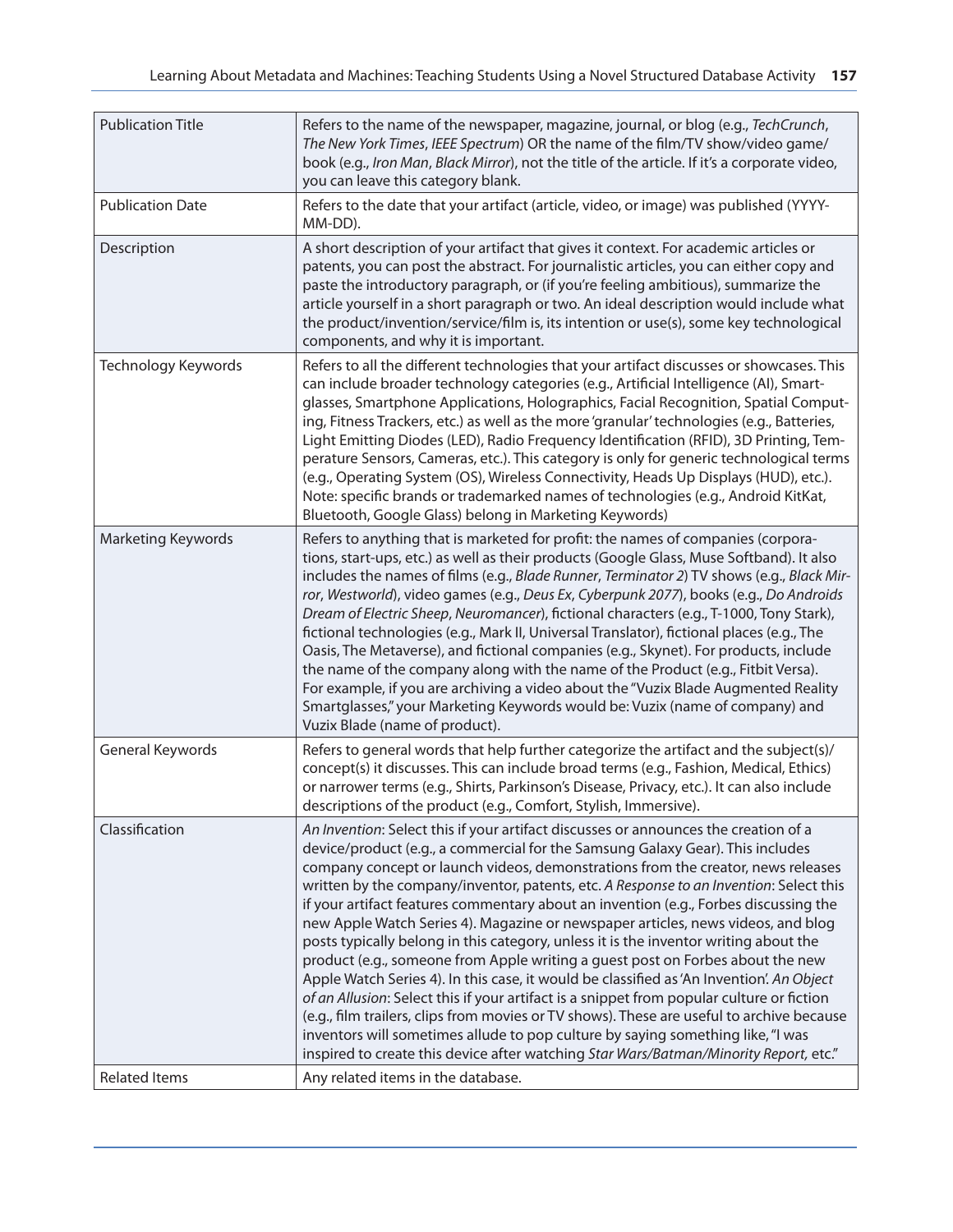| | |
|---|---|
| Publication Title | Refers to the name of the newspaper, magazine, journal, or blog (e.g., *TechCrunch*, *The New York Times*, *IEEE Spectrum*) OR the name of the film/TV show/video game/book (e.g., *Iron Man*, *Black Mirror*), not the title of the article. If it's a corporate video, you can leave this category blank. |
| Publication Date | Refers to the date that your artifact (article, video, or image) was published (YYYY-MM-DD). |
| Description | A short description of your artifact that gives it context. For academic articles or patents, you can post the abstract. For journalistic articles, you can either copy and paste the introductory paragraph, or (if you're feeling ambitious), summarize the article yourself in a short paragraph or two. An ideal description would include what the product/invention/service/film is, its intention or use(s), some key technological components, and why it is important. |
| Technology Keywords | Refers to all the different technologies that your artifact discusses or showcases. This can include broader technology categories (e.g., Artificial Intelligence (AI), Smart-glasses, Smartphone Applications, Holographics, Facial Recognition, Spatial Computing, Fitness Trackers, etc.) as well as the more 'granular' technologies (e.g., Batteries, Light Emitting Diodes (LED), Radio Frequency Identification (RFID), 3D Printing, Temperature Sensors, Cameras, etc.). This category is only for generic technological terms (e.g., Operating System (OS), Wireless Connectivity, Heads Up Displays (HUD), etc.). Note: specific brands or trademarked names of technologies (e.g., Android KitKat, Bluetooth, Google Glass) belong in Marketing Keywords) |
| Marketing Keywords | Refers to anything that is marketed for profit: the names of companies (corporations, start-ups, etc.) as well as their products (Google Glass, Muse Softband). It also includes the names of films (e.g., *Blade Runner*, *Terminator 2*) TV shows (e.g., *Black Mirror*, *Westworld*), video games (e.g., *Deus Ex*, *Cyberpunk 2077*), books (e.g., *Do Androids Dream of Electric Sheep*, *Neuromancer*), fictional characters (e.g., T-1000, Tony Stark), fictional technologies (e.g., Mark II, Universal Translator), fictional places (e.g., The Oasis, The Metaverse), and fictional companies (e.g., Skynet). For products, include the name of the company along with the name of the Product (e.g., Fitbit Versa). For example, if you are archiving a video about the "Vuzix Blade Augmented Reality Smartglasses," your Marketing Keywords would be: Vuzix (name of company) and Vuzix Blade (name of product). |
| General Keywords | Refers to general words that help further categorize the artifact and the subject(s)/concept(s) it discusses. This can include broad terms (e.g., Fashion, Medical, Ethics) or narrower terms (e.g., Shirts, Parkinson's Disease, Privacy, etc.). It can also include descriptions of the product (e.g., Comfort, Stylish, Immersive). |
| Classification | *An Invention*: Select this if your artifact discusses or announces the creation of a device/product (e.g., a commercial for the Samsung Galaxy Gear). This includes company concept or launch videos, demonstrations from the creator, news releases written by the company/inventor, patents, etc. *A Response to an Invention*: Select this if your artifact features commentary about an invention (e.g., Forbes discussing the new Apple Watch Series 4). Magazine or newspaper articles, news videos, and blog posts typically belong in this category, unless it is the inventor writing about the product (e.g., someone from Apple writing a guest post on Forbes about the new Apple Watch Series 4). In this case, it would be classified as 'An Invention'. *An Object of an Allusion*: Select this if your artifact is a snippet from popular culture or fiction (e.g., film trailers, clips from movies or TV shows). These are useful to archive because inventors will sometimes allude to pop culture by saying something like, "I was inspired to create this device after watching *Star Wars/Batman/Minority Report,* etc." |
| Related Items | Any related items in the database. |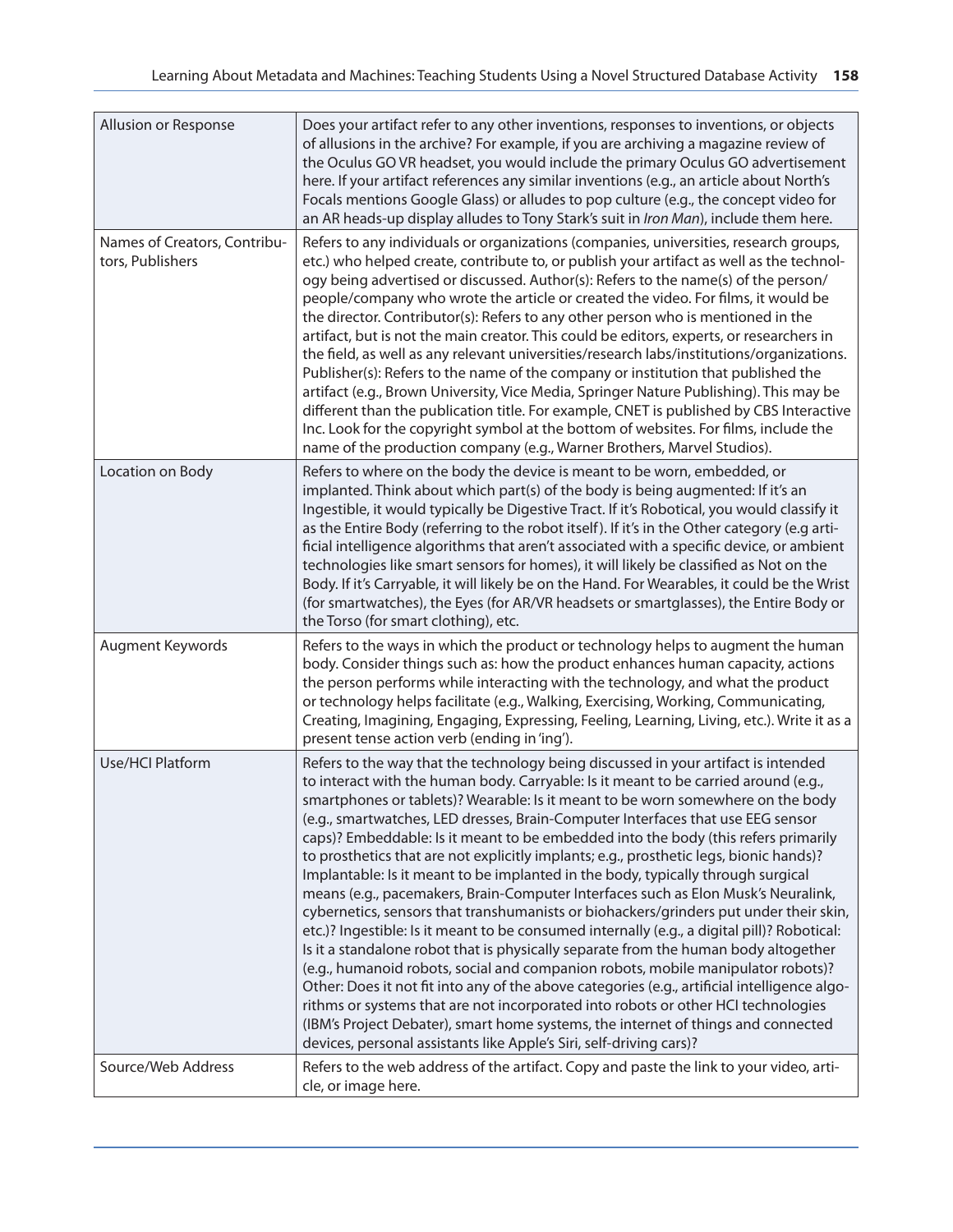| Allusion or Response | Does your artifact refer to any other inventions, responses to inventions, or objects of allusions in the archive? For example, if you are archiving a magazine review of the Oculus GO VR headset, you would include the primary Oculus GO advertisement here. If your artifact references any similar inventions (e.g., an article about North's Focals mentions Google Glass) or alludes to pop culture (e.g., the concept video for an AR heads-up display alludes to Tony Stark's suit in *Iron Man*), include them here. |
|---|---|
| Names of Creators, Contributors, Publishers | Refers to any individuals or organizations (companies, universities, research groups, etc.) who helped create, contribute to, or publish your artifact as well as the technology being advertised or discussed. Author(s): Refers to the name(s) of the person/people/company who wrote the article or created the video. For films, it would be the director. Contributor(s): Refers to any other person who is mentioned in the artifact, but is not the main creator. This could be editors, experts, or researchers in the field, as well as any relevant universities/research labs/institutions/organizations. Publisher(s): Refers to the name of the company or institution that published the artifact (e.g., Brown University, Vice Media, Springer Nature Publishing). This may be different than the publication title. For example, CNET is published by CBS Interactive Inc. Look for the copyright symbol at the bottom of websites. For films, include the name of the production company (e.g., Warner Brothers, Marvel Studios). |
| Location on Body | Refers to where on the body the device is meant to be worn, embedded, or implanted. Think about which part(s) of the body is being augmented: If it's an Ingestible, it would typically be Digestive Tract. If it's Robotical, you would classify it as the Entire Body (referring to the robot itself). If it's in the Other category (e.g artificial intelligence algorithms that aren't associated with a specific device, or ambient technologies like smart sensors for homes), it will likely be classified as Not on the Body. If it's Carryable, it will likely be on the Hand. For Wearables, it could be the Wrist (for smartwatches), the Eyes (for AR/VR headsets or smartglasses), the Entire Body or the Torso (for smart clothing), etc. |
| Augment Keywords | Refers to the ways in which the product or technology helps to augment the human body. Consider things such as: how the product enhances human capacity, actions the person performs while interacting with the technology, and what the product or technology helps facilitate (e.g., Walking, Exercising, Working, Communicating, Creating, Imagining, Engaging, Expressing, Feeling, Learning, Living, etc.). Write it as a present tense action verb (ending in 'ing'). |
| Use/HCI Platform | Refers to the way that the technology being discussed in your artifact is intended to interact with the human body. Carryable: Is it meant to be carried around (e.g., smartphones or tablets)? Wearable: Is it meant to be worn somewhere on the body (e.g., smartwatches, LED dresses, Brain-Computer Interfaces that use EEG sensor caps)? Embeddable: Is it meant to be embedded into the body (this refers primarily to prosthetics that are not explicitly implants; e.g., prosthetic legs, bionic hands)? Implantable: Is it meant to be implanted in the body, typically through surgical means (e.g., pacemakers, Brain-Computer Interfaces such as Elon Musk's Neuralink, cybernetics, sensors that transhumanists or biohackers/grinders put under their skin, etc.)? Ingestible: Is it meant to be consumed internally (e.g., a digital pill)? Robotical: Is it a standalone robot that is physically separate from the human body altogether (e.g., humanoid robots, social and companion robots, mobile manipulator robots)? Other: Does it not fit into any of the above categories (e.g., artificial intelligence algorithms or systems that are not incorporated into robots or other HCI technologies (IBM's Project Debater), smart home systems, the internet of things and connected devices, personal assistants like Apple's Siri, self-driving cars)? |
| Source/Web Address | Refers to the web address of the artifact. Copy and paste the link to your video, article, or image here. |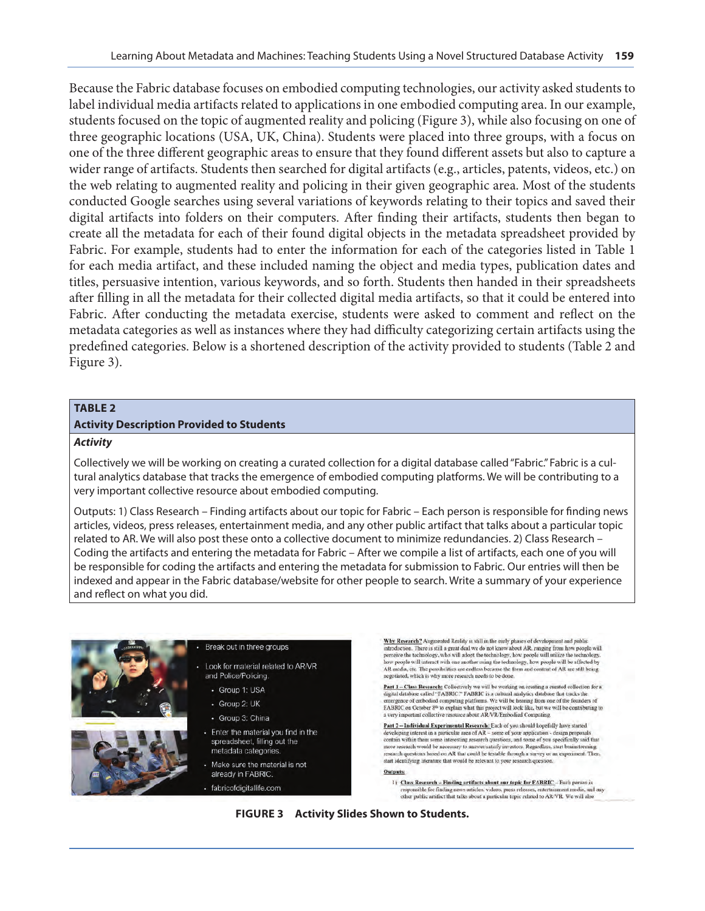Because the Fabric database focuses on embodied computing technologies, our activity asked students to label individual media artifacts related to applications in one embodied computing area. In our example, students focused on the topic of augmented reality and policing (Figure 3), while also focusing on one of three geographic locations (USA, UK, China). Students were placed into three groups, with a focus on one of the three different geographic areas to ensure that they found different assets but also to capture a wider range of artifacts. Students then searched for digital artifacts (e.g., articles, patents, videos, etc.) on the web relating to augmented reality and policing in their given geographic area. Most of the students conducted Google searches using several variations of keywords relating to their topics and saved their digital artifacts into folders on their computers. After finding their artifacts, students then began to create all the metadata for each of their found digital objects in the metadata spreadsheet provided by Fabric. For example, students had to enter the information for each of the categories listed in Table 1 for each media artifact, and these included naming the object and media types, publication dates and titles, persuasive intention, various keywords, and so forth. Students then handed in their spreadsheets after filling in all the metadata for their collected digital media artifacts, so that it could be entered into Fabric. After conducting the metadata exercise, students were asked to comment and reflect on the metadata categories as well as instances where they had difficulty categorizing certain artifacts using the predefined categories. Below is a shortened description of the activity provided to students (Table 2 and Figure 3).

**TABLE 2**
**Activity Description Provided to Students**

| ***Activity*** |
|---|
| Collectively we will be working on creating a curated collection for a digital database called "Fabric." Fabric is a cultural analytics database that tracks the emergence of embodied computing platforms. We will be contributing to a very important collective resource about embodied computing. |
| Outputs: 1) Class Research – Finding artifacts about our topic for Fabric – Each person is responsible for finding news articles, videos, press releases, entertainment media, and any other public artifact that talks about a particular topic related to AR. We will also post these onto a collective document to minimize redundancies. 2) Class Research – Coding the artifacts and entering the metadata for Fabric – After we compile a list of artifacts, each one of you will be responsible for coding the artifacts and entering the metadata for submission to Fabric. Our entries will then be indexed and appear in the Fabric database/website for other people to search. Write a summary of your experience and reflect on what you did. |

**FIGURE 3 Activity Slides Shown to Students.**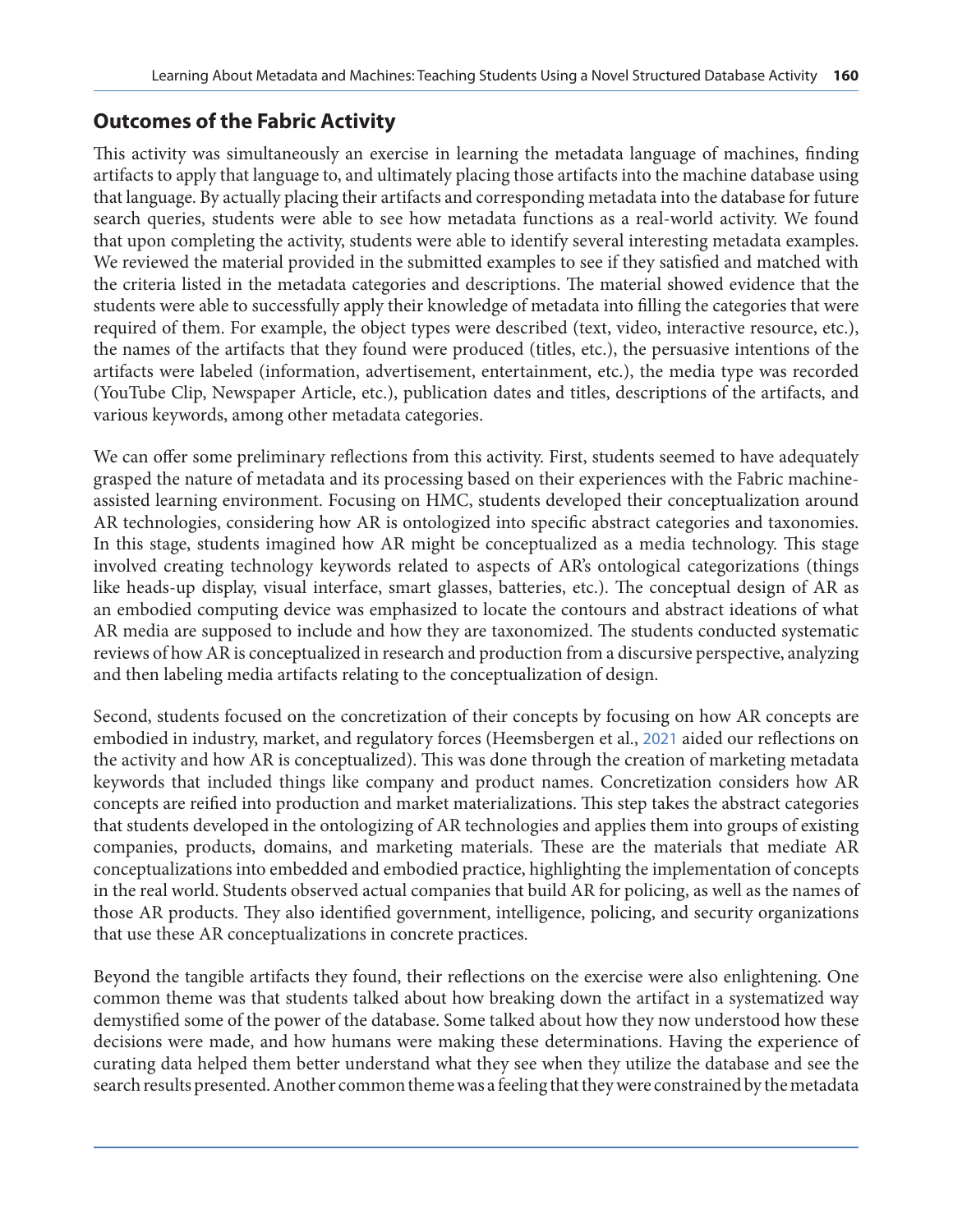## Outcomes of the Fabric Activity

This activity was simultaneously an exercise in learning the metadata language of machines, finding artifacts to apply that language to, and ultimately placing those artifacts into the machine database using that language. By actually placing their artifacts and corresponding metadata into the database for future search queries, students were able to see how metadata functions as a real-world activity. We found that upon completing the activity, students were able to identify several interesting metadata examples. We reviewed the material provided in the submitted examples to see if they satisfied and matched with the criteria listed in the metadata categories and descriptions. The material showed evidence that the students were able to successfully apply their knowledge of metadata into filling the categories that were required of them. For example, the object types were described (text, video, interactive resource, etc.), the names of the artifacts that they found were produced (titles, etc.), the persuasive intentions of the artifacts were labeled (information, advertisement, entertainment, etc.), the media type was recorded (YouTube Clip, Newspaper Article, etc.), publication dates and titles, descriptions of the artifacts, and various keywords, among other metadata categories.

We can offer some preliminary reflections from this activity. First, students seemed to have adequately grasped the nature of metadata and its processing based on their experiences with the Fabric machine-assisted learning environment. Focusing on HMC, students developed their conceptualization around AR technologies, considering how AR is ontologized into specific abstract categories and taxonomies. In this stage, students imagined how AR might be conceptualized as a media technology. This stage involved creating technology keywords related to aspects of AR's ontological categorizations (things like heads-up display, visual interface, smart glasses, batteries, etc.). The conceptual design of AR as an embodied computing device was emphasized to locate the contours and abstract ideations of what AR media are supposed to include and how they are taxonomized. The students conducted systematic reviews of how AR is conceptualized in research and production from a discursive perspective, analyzing and then labeling media artifacts relating to the conceptualization of design.

Second, students focused on the concretization of their concepts by focusing on how AR concepts are embodied in industry, market, and regulatory forces (Heemsbergen et al., 2021 aided our reflections on the activity and how AR is conceptualized). This was done through the creation of marketing metadata keywords that included things like company and product names. Concretization considers how AR concepts are reified into production and market materializations. This step takes the abstract categories that students developed in the ontologizing of AR technologies and applies them into groups of existing companies, products, domains, and marketing materials. These are the materials that mediate AR conceptualizations into embedded and embodied practice, highlighting the implementation of concepts in the real world. Students observed actual companies that build AR for policing, as well as the names of those AR products. They also identified government, intelligence, policing, and security organizations that use these AR conceptualizations in concrete practices.

Beyond the tangible artifacts they found, their reflections on the exercise were also enlightening. One common theme was that students talked about how breaking down the artifact in a systematized way demystified some of the power of the database. Some talked about how they now understood how these decisions were made, and how humans were making these determinations. Having the experience of curating data helped them better understand what they see when they utilize the database and see the search results presented. Another common theme was a feeling that they were constrained by the metadata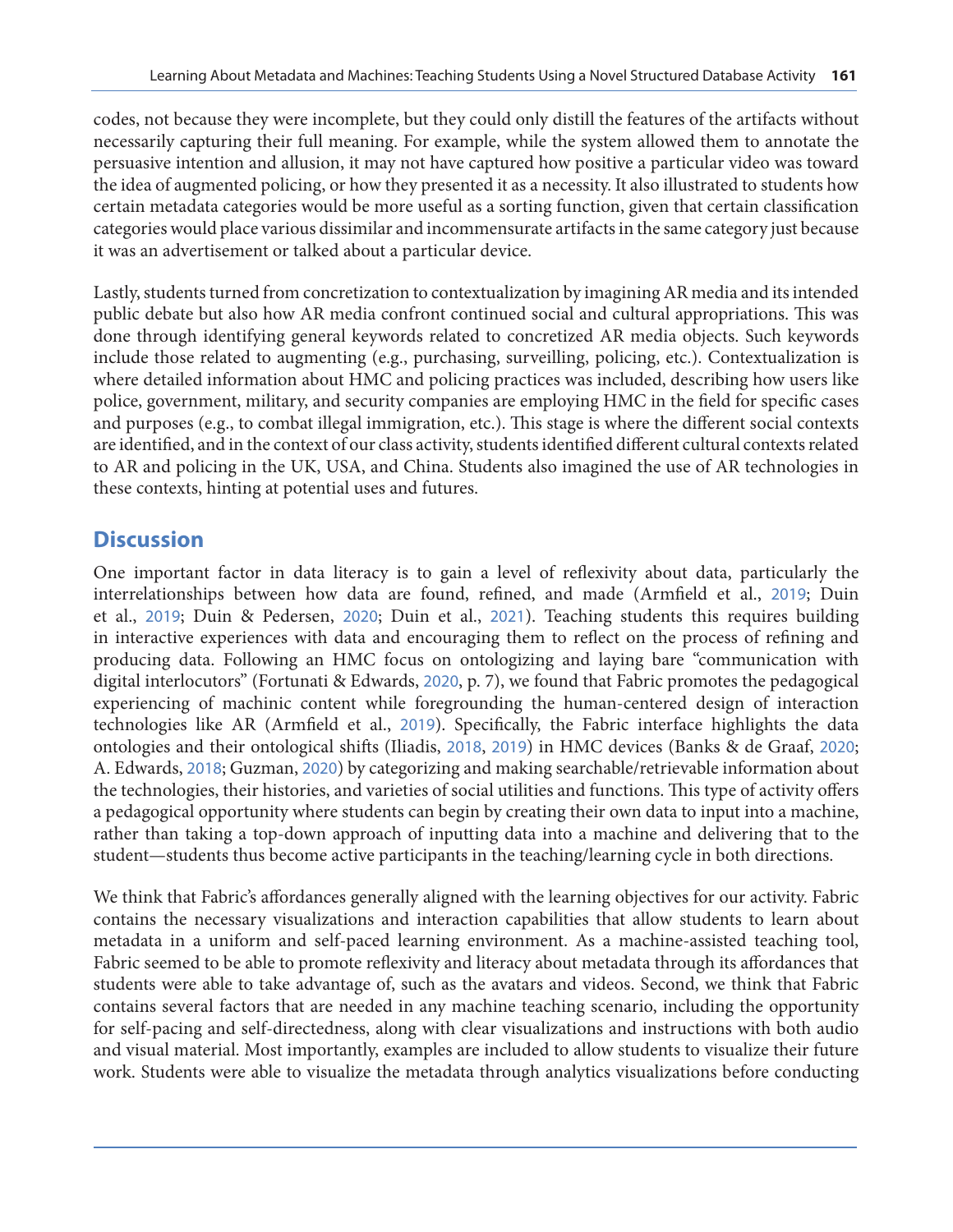codes, not because they were incomplete, but they could only distill the features of the artifacts without necessarily capturing their full meaning. For example, while the system allowed them to annotate the persuasive intention and allusion, it may not have captured how positive a particular video was toward the idea of augmented policing, or how they presented it as a necessity. It also illustrated to students how certain metadata categories would be more useful as a sorting function, given that certain classification categories would place various dissimilar and incommensurate artifacts in the same category just because it was an advertisement or talked about a particular device.

Lastly, students turned from concretization to contextualization by imagining AR media and its intended public debate but also how AR media confront continued social and cultural appropriations. This was done through identifying general keywords related to concretized AR media objects. Such keywords include those related to augmenting (e.g., purchasing, surveilling, policing, etc.). Contextualization is where detailed information about HMC and policing practices was included, describing how users like police, government, military, and security companies are employing HMC in the field for specific cases and purposes (e.g., to combat illegal immigration, etc.). This stage is where the different social contexts are identified, and in the context of our class activity, students identified different cultural contexts related to AR and policing in the UK, USA, and China. Students also imagined the use of AR technologies in these contexts, hinting at potential uses and futures.

## Discussion

One important factor in data literacy is to gain a level of reflexivity about data, particularly the interrelationships between how data are found, refined, and made (Armfield et al., 2019; Duin et al., 2019; Duin & Pedersen, 2020; Duin et al., 2021). Teaching students this requires building in interactive experiences with data and encouraging them to reflect on the process of refining and producing data. Following an HMC focus on ontologizing and laying bare "communication with digital interlocutors" (Fortunati & Edwards, 2020, p. 7), we found that Fabric promotes the pedagogical experiencing of machinic content while foregrounding the human-centered design of interaction technologies like AR (Armfield et al., 2019). Specifically, the Fabric interface highlights the data ontologies and their ontological shifts (Iliadis, 2018, 2019) in HMC devices (Banks & de Graaf, 2020; A. Edwards, 2018; Guzman, 2020) by categorizing and making searchable/retrievable information about the technologies, their histories, and varieties of social utilities and functions. This type of activity offers a pedagogical opportunity where students can begin by creating their own data to input into a machine, rather than taking a top-down approach of inputting data into a machine and delivering that to the student—students thus become active participants in the teaching/learning cycle in both directions.

We think that Fabric's affordances generally aligned with the learning objectives for our activity. Fabric contains the necessary visualizations and interaction capabilities that allow students to learn about metadata in a uniform and self-paced learning environment. As a machine-assisted teaching tool, Fabric seemed to be able to promote reflexivity and literacy about metadata through its affordances that students were able to take advantage of, such as the avatars and videos. Second, we think that Fabric contains several factors that are needed in any machine teaching scenario, including the opportunity for self-pacing and self-directedness, along with clear visualizations and instructions with both audio and visual material. Most importantly, examples are included to allow students to visualize their future work. Students were able to visualize the metadata through analytics visualizations before conducting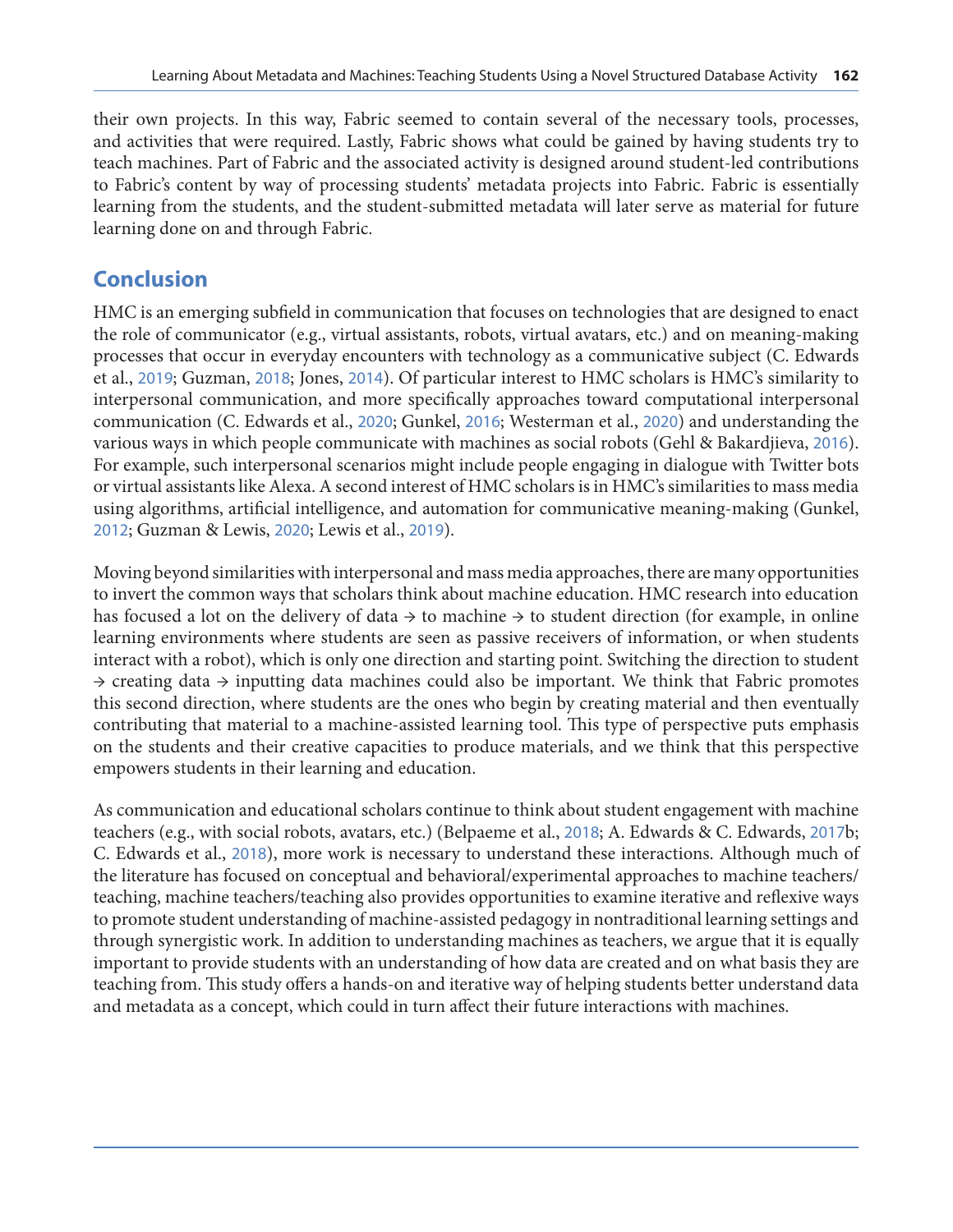their own projects. In this way, Fabric seemed to contain several of the necessary tools, processes, and activities that were required. Lastly, Fabric shows what could be gained by having students try to teach machines. Part of Fabric and the associated activity is designed around student-led contributions to Fabric's content by way of processing students' metadata projects into Fabric. Fabric is essentially learning from the students, and the student-submitted metadata will later serve as material for future learning done on and through Fabric.

## Conclusion

HMC is an emerging subfield in communication that focuses on technologies that are designed to enact the role of communicator (e.g., virtual assistants, robots, virtual avatars, etc.) and on meaning-making processes that occur in everyday encounters with technology as a communicative subject (C. Edwards et al., 2019; Guzman, 2018; Jones, 2014). Of particular interest to HMC scholars is HMC's similarity to interpersonal communication, and more specifically approaches toward computational interpersonal communication (C. Edwards et al., 2020; Gunkel, 2016; Westerman et al., 2020) and understanding the various ways in which people communicate with machines as social robots (Gehl & Bakardjieva, 2016). For example, such interpersonal scenarios might include people engaging in dialogue with Twitter bots or virtual assistants like Alexa. A second interest of HMC scholars is in HMC's similarities to mass media using algorithms, artificial intelligence, and automation for communicative meaning-making (Gunkel, 2012; Guzman & Lewis, 2020; Lewis et al., 2019).

Moving beyond similarities with interpersonal and mass media approaches, there are many opportunities to invert the common ways that scholars think about machine education. HMC research into education has focused a lot on the delivery of data → to machine → to student direction (for example, in online learning environments where students are seen as passive receivers of information, or when students interact with a robot), which is only one direction and starting point. Switching the direction to student → creating data → inputting data machines could also be important. We think that Fabric promotes this second direction, where students are the ones who begin by creating material and then eventually contributing that material to a machine-assisted learning tool. This type of perspective puts emphasis on the students and their creative capacities to produce materials, and we think that this perspective empowers students in their learning and education.

As communication and educational scholars continue to think about student engagement with machine teachers (e.g., with social robots, avatars, etc.) (Belpaeme et al., 2018; A. Edwards & C. Edwards, 2017b; C. Edwards et al., 2018), more work is necessary to understand these interactions. Although much of the literature has focused on conceptual and behavioral/experimental approaches to machine teachers/teaching, machine teachers/teaching also provides opportunities to examine iterative and reflexive ways to promote student understanding of machine-assisted pedagogy in nontraditional learning settings and through synergistic work. In addition to understanding machines as teachers, we argue that it is equally important to provide students with an understanding of how data are created and on what basis they are teaching from. This study offers a hands-on and iterative way of helping students better understand data and metadata as a concept, which could in turn affect their future interactions with machines.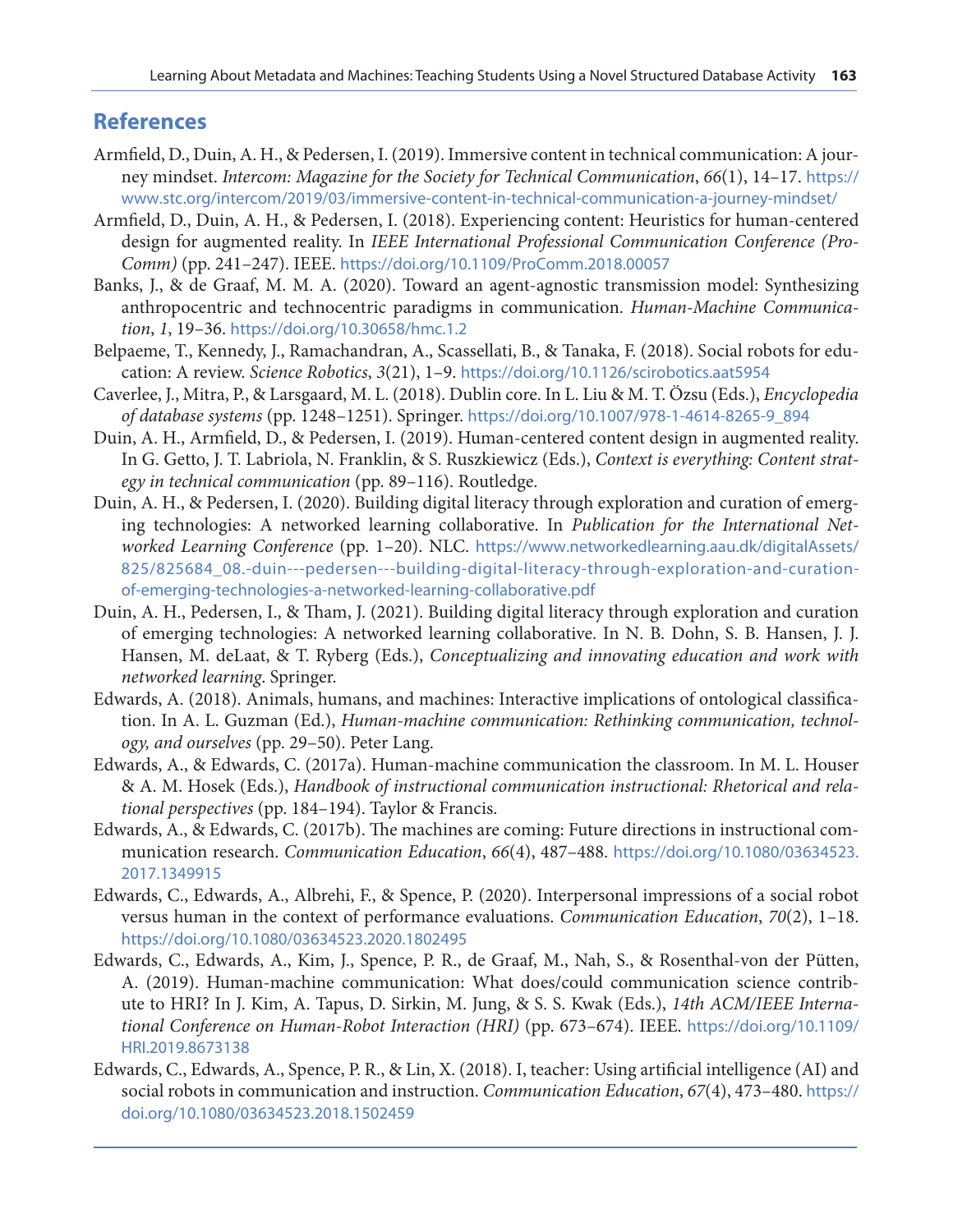## References

Armfield, D., Duin, A. H., & Pedersen, I. (2019). Immersive content in technical communication: A journey mindset. *Intercom: Magazine for the Society for Technical Communication*, *66*(1), 14–17. https://www.stc.org/intercom/2019/03/immersive-content-in-technical-communication-a-journey-mindset/

Armfield, D., Duin, A. H., & Pedersen, I. (2018). Experiencing content: Heuristics for human-centered design for augmented reality. In *IEEE International Professional Communication Conference (ProComm)* (pp. 241–247). IEEE. https://doi.org/10.1109/ProComm.2018.00057

Banks, J., & de Graaf, M. M. A. (2020). Toward an agent-agnostic transmission model: Synthesizing anthropocentric and technocentric paradigms in communication. *Human-Machine Communication*, *1*, 19–36. https://doi.org/10.30658/hmc.1.2

Belpaeme, T., Kennedy, J., Ramachandran, A., Scassellati, B., & Tanaka, F. (2018). Social robots for education: A review. *Science Robotics*, *3*(21), 1–9. https://doi.org/10.1126/scirobotics.aat5954

Caverlee, J., Mitra, P., & Larsgaard, M. L. (2018). Dublin core. In L. Liu & M. T. Özsu (Eds.), *Encyclopedia of database systems* (pp. 1248–1251). Springer. https://doi.org/10.1007/978-1-4614-8265-9_894

Duin, A. H., Armfield, D., & Pedersen, I. (2019). Human-centered content design in augmented reality. In G. Getto, J. T. Labriola, N. Franklin, & S. Ruszkiewicz (Eds.), *Context is everything: Content strategy in technical communication* (pp. 89–116). Routledge.

Duin, A. H., & Pedersen, I. (2020). Building digital literacy through exploration and curation of emerging technologies: A networked learning collaborative. In *Publication for the International Networked Learning Conference* (pp. 1–20). NLC. https://www.networkedlearning.aau.dk/digitalAssets/825/825684_08.-duin---pedersen---building-digital-literacy-through-exploration-and-curation-of-emerging-technologies-a-networked-learning-collaborative.pdf

Duin, A. H., Pedersen, I., & Tham, J. (2021). Building digital literacy through exploration and curation of emerging technologies: A networked learning collaborative. In N. B. Dohn, S. B. Hansen, J. J. Hansen, M. deLaat, & T. Ryberg (Eds.), *Conceptualizing and innovating education and work with networked learning*. Springer.

Edwards, A. (2018). Animals, humans, and machines: Interactive implications of ontological classification. In A. L. Guzman (Ed.), *Human-machine communication: Rethinking communication, technology, and ourselves* (pp. 29–50). Peter Lang.

Edwards, A., & Edwards, C. (2017a). Human-machine communication the classroom. In M. L. Houser & A. M. Hosek (Eds.), *Handbook of instructional communication instructional: Rhetorical and relational perspectives* (pp. 184–194). Taylor & Francis.

Edwards, A., & Edwards, C. (2017b). The machines are coming: Future directions in instructional communication research. *Communication Education*, *66*(4), 487–488. https://doi.org/10.1080/03634523.2017.1349915

Edwards, C., Edwards, A., Albrehi, F., & Spence, P. (2020). Interpersonal impressions of a social robot versus human in the context of performance evaluations. *Communication Education*, *70*(2), 1–18. https://doi.org/10.1080/03634523.2020.1802495

Edwards, C., Edwards, A., Kim, J., Spence, P. R., de Graaf, M., Nah, S., & Rosenthal-von der Pütten, A. (2019). Human-machine communication: What does/could communication science contribute to HRI? In J. Kim, A. Tapus, D. Sirkin, M. Jung, & S. S. Kwak (Eds.), *14th ACM/IEEE International Conference on Human-Robot Interaction (HRI)* (pp. 673–674). IEEE. https://doi.org/10.1109/HRI.2019.8673138

Edwards, C., Edwards, A., Spence, P. R., & Lin, X. (2018). I, teacher: Using artificial intelligence (AI) and social robots in communication and instruction. *Communication Education*, *67*(4), 473–480. https://doi.org/10.1080/03634523.2018.1502459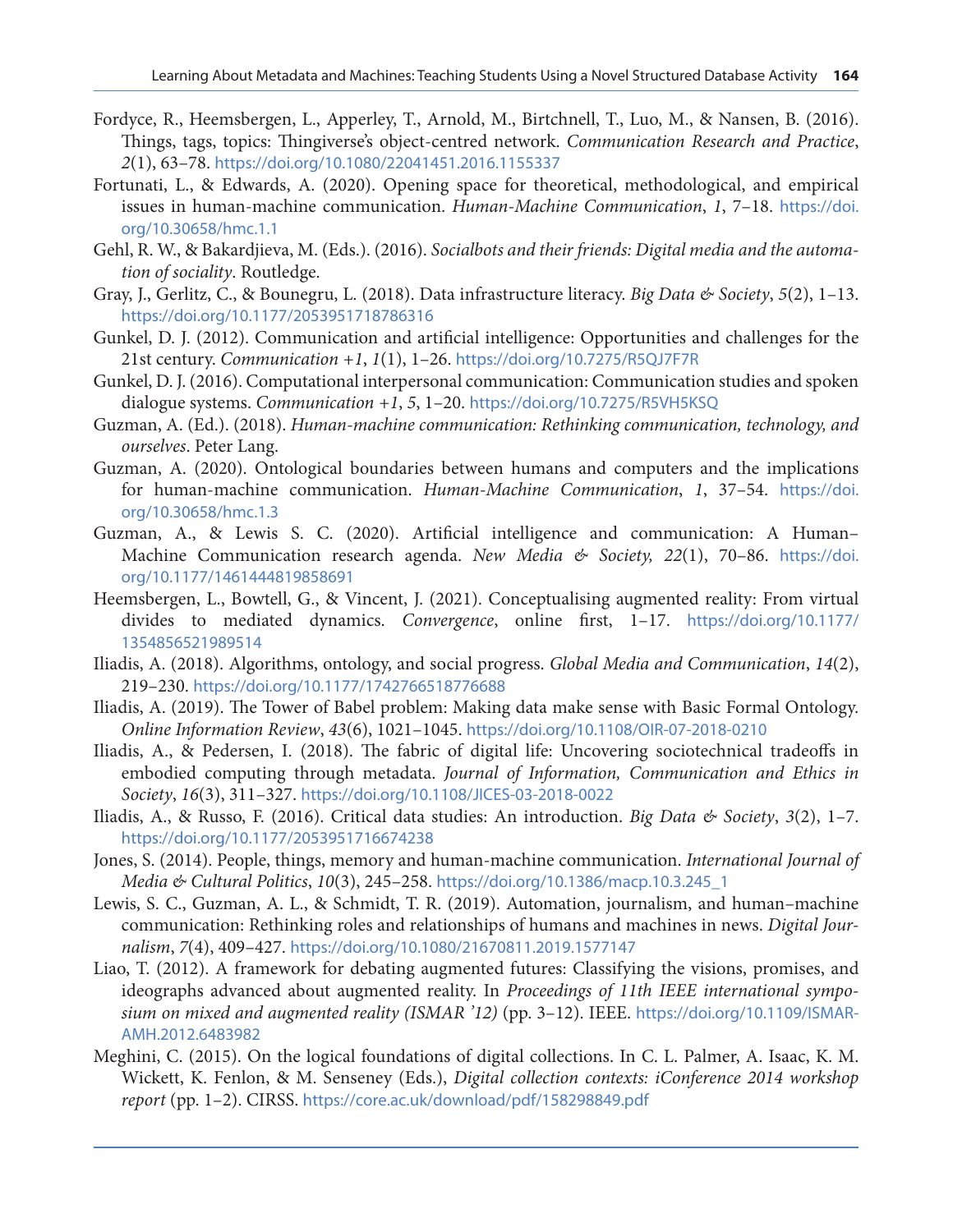Fordyce, R., Heemsbergen, L., Apperley, T., Arnold, M., Birtchnell, T., Luo, M., & Nansen, B. (2016). Things, tags, topics: Thingiverse's object-centred network. *Communication Research and Practice*, *2*(1), 63–78. https://doi.org/10.1080/22041451.2016.1155337

Fortunati, L., & Edwards, A. (2020). Opening space for theoretical, methodological, and empirical issues in human-machine communication. *Human-Machine Communication*, *1*, 7–18. https://doi.org/10.30658/hmc.1.1

Gehl, R. W., & Bakardjieva, M. (Eds.). (2016). *Socialbots and their friends: Digital media and the automation of sociality*. Routledge.

Gray, J., Gerlitz, C., & Bounegru, L. (2018). Data infrastructure literacy. *Big Data & Society*, *5*(2), 1–13. https://doi.org/10.1177/2053951718786316

Gunkel, D. J. (2012). Communication and artificial intelligence: Opportunities and challenges for the 21st century. *Communication +1*, *1*(1), 1–26. https://doi.org/10.7275/R5QJ7F7R

Gunkel, D. J. (2016). Computational interpersonal communication: Communication studies and spoken dialogue systems. *Communication +1*, *5*, 1–20. https://doi.org/10.7275/R5VH5KSQ

Guzman, A. (Ed.). (2018). *Human-machine communication: Rethinking communication, technology, and ourselves*. Peter Lang.

Guzman, A. (2020). Ontological boundaries between humans and computers and the implications for human-machine communication. *Human-Machine Communication*, *1*, 37–54. https://doi.org/10.30658/hmc.1.3

Guzman, A., & Lewis S. C. (2020). Artificial intelligence and communication: A Human–Machine Communication research agenda. *New Media & Society, 22*(1), 70–86. https://doi.org/10.1177/1461444819858691

Heemsbergen, L., Bowtell, G., & Vincent, J. (2021). Conceptualising augmented reality: From virtual divides to mediated dynamics. *Convergence*, online first, 1–17. https://doi.org/10.1177/1354856521989514

Iliadis, A. (2018). Algorithms, ontology, and social progress. *Global Media and Communication*, *14*(2), 219–230. https://doi.org/10.1177/1742766518776688

Iliadis, A. (2019). The Tower of Babel problem: Making data make sense with Basic Formal Ontology. *Online Information Review*, *43*(6), 1021–1045. https://doi.org/10.1108/OIR-07-2018-0210

Iliadis, A., & Pedersen, I. (2018). The fabric of digital life: Uncovering sociotechnical tradeoffs in embodied computing through metadata. *Journal of Information, Communication and Ethics in Society*, *16*(3), 311–327. https://doi.org/10.1108/JICES-03-2018-0022

Iliadis, A., & Russo, F. (2016). Critical data studies: An introduction. *Big Data & Society*, *3*(2), 1–7. https://doi.org/10.1177/2053951716674238

Jones, S. (2014). People, things, memory and human-machine communication. *International Journal of Media & Cultural Politics*, *10*(3), 245–258. https://doi.org/10.1386/macp.10.3.245_1

Lewis, S. C., Guzman, A. L., & Schmidt, T. R. (2019). Automation, journalism, and human–machine communication: Rethinking roles and relationships of humans and machines in news. *Digital Journalism*, *7*(4), 409–427. https://doi.org/10.1080/21670811.2019.1577147

Liao, T. (2012). A framework for debating augmented futures: Classifying the visions, promises, and ideographs advanced about augmented reality. In *Proceedings of 11th IEEE international symposium on mixed and augmented reality (ISMAR '12)* (pp. 3–12). IEEE. https://doi.org/10.1109/ISMAR-AMH.2012.6483982

Meghini, C. (2015). On the logical foundations of digital collections. In C. L. Palmer, A. Isaac, K. M. Wickett, K. Fenlon, & M. Senseney (Eds.), *Digital collection contexts: iConference 2014 workshop report* (pp. 1–2). CIRSS. https://core.ac.uk/download/pdf/158298849.pdf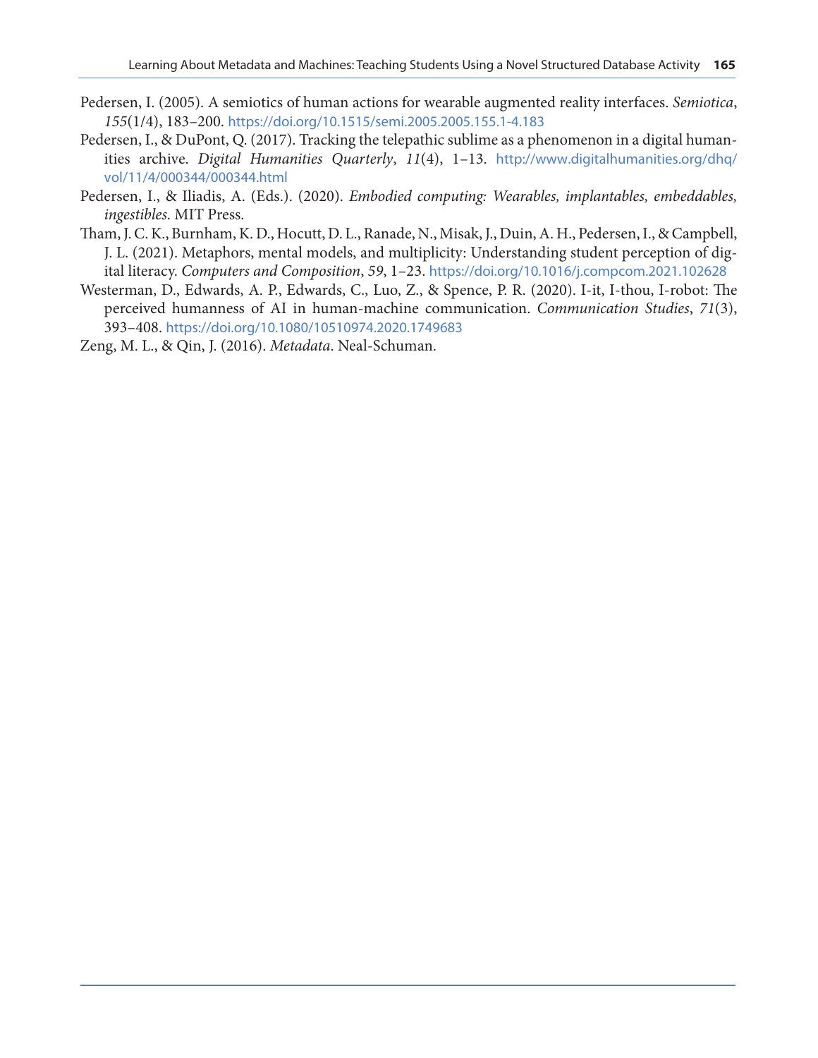Pedersen, I. (2005). A semiotics of human actions for wearable augmented reality interfaces. *Semiotica*, *155*(1/4), 183–200. https://doi.org/10.1515/semi.2005.2005.155.1-4.183

Pedersen, I., & DuPont, Q. (2017). Tracking the telepathic sublime as a phenomenon in a digital humanities archive. *Digital Humanities Quarterly*, *11*(4), 1–13. http://www.digitalhumanities.org/dhq/vol/11/4/000344/000344.html

Pedersen, I., & Iliadis, A. (Eds.). (2020). *Embodied computing: Wearables, implantables, embeddables, ingestibles*. MIT Press.

Tham, J. C. K., Burnham, K. D., Hocutt, D. L., Ranade, N., Misak, J., Duin, A. H., Pedersen, I., & Campbell, J. L. (2021). Metaphors, mental models, and multiplicity: Understanding student perception of digital literacy. *Computers and Composition*, *59*, 1–23. https://doi.org/10.1016/j.compcom.2021.102628

Westerman, D., Edwards, A. P., Edwards, C., Luo, Z., & Spence, P. R. (2020). I-it, I-thou, I-robot: The perceived humanness of AI in human-machine communication. *Communication Studies*, *71*(3), 393–408. https://doi.org/10.1080/10510974.2020.1749683

Zeng, M. L., & Qin, J. (2016). *Metadata*. Neal-Schuman.